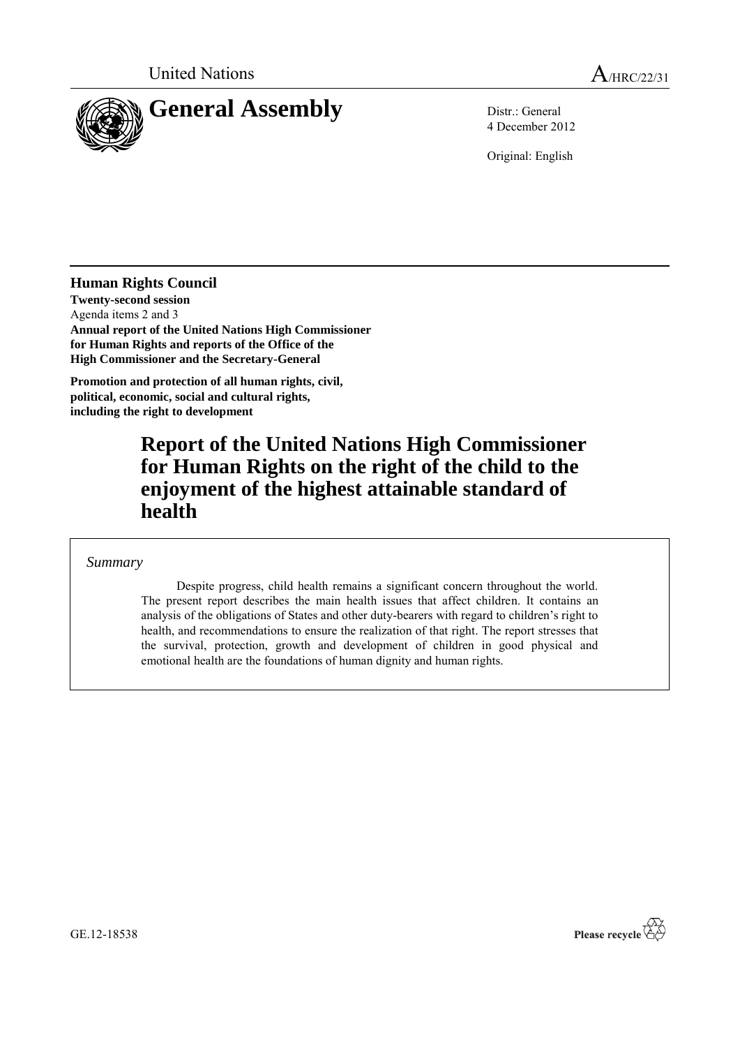United Nations

A/HRC/22/31

# General Assembly

Distr.: General
4 December 2012

Original: English

**Human Rights Council**
**Twenty-second session**
Agenda items 2 and 3
**Annual report of the United Nations High Commissioner for Human Rights and reports of the Office of the High Commissioner and the Secretary-General**

**Promotion and protection of all human rights, civil, political, economic, social and cultural rights, including the right to development**

# Report of the United Nations High Commissioner for Human Rights on the right of the child to the enjoyment of the highest attainable standard of health

*Summary*

Despite progress, child health remains a significant concern throughout the world. The present report describes the main health issues that affect children. It contains an analysis of the obligations of States and other duty-bearers with regard to children's right to health, and recommendations to ensure the realization of that right. The report stresses that the survival, protection, growth and development of children in good physical and emotional health are the foundations of human dignity and human rights.

GE.12-18538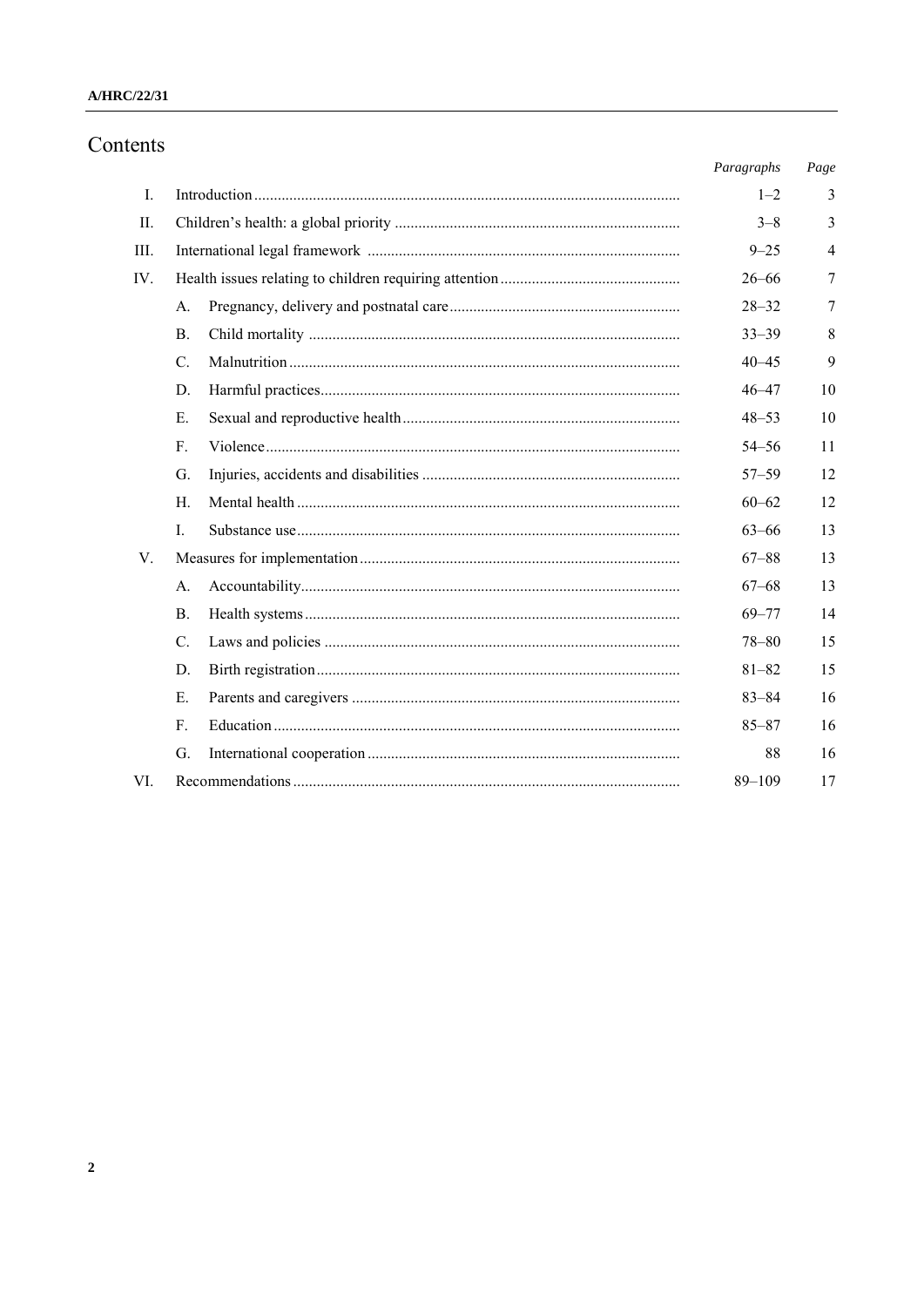# Contents

| | | | Paragraphs | Page |
|---|---|---|---|---|
| I. | Introduction | | 1–2 | 3 |
| II. | Children's health: a global priority | | 3–8 | 3 |
| III. | International legal framework | | 9–25 | 4 |
| IV. | Health issues relating to children requiring attention | | 26–66 | 7 |
| | A. | Pregnancy, delivery and postnatal care | 28–32 | 7 |
| | B. | Child mortality | 33–39 | 8 |
| | C. | Malnutrition | 40–45 | 9 |
| | D. | Harmful practices | 46–47 | 10 |
| | E. | Sexual and reproductive health | 48–53 | 10 |
| | F. | Violence | 54–56 | 11 |
| | G. | Injuries, accidents and disabilities | 57–59 | 12 |
| | H. | Mental health | 60–62 | 12 |
| | I. | Substance use | 63–66 | 13 |
| V. | Measures for implementation | | 67–88 | 13 |
| | A. | Accountability | 67–68 | 13 |
| | B. | Health systems | 69–77 | 14 |
| | C. | Laws and policies | 78–80 | 15 |
| | D. | Birth registration | 81–82 | 15 |
| | E. | Parents and caregivers | 83–84 | 16 |
| | F. | Education | 85–87 | 16 |
| | G. | International cooperation | 88 | 16 |
| VI. | Recommendations | | 89–109 | 17 |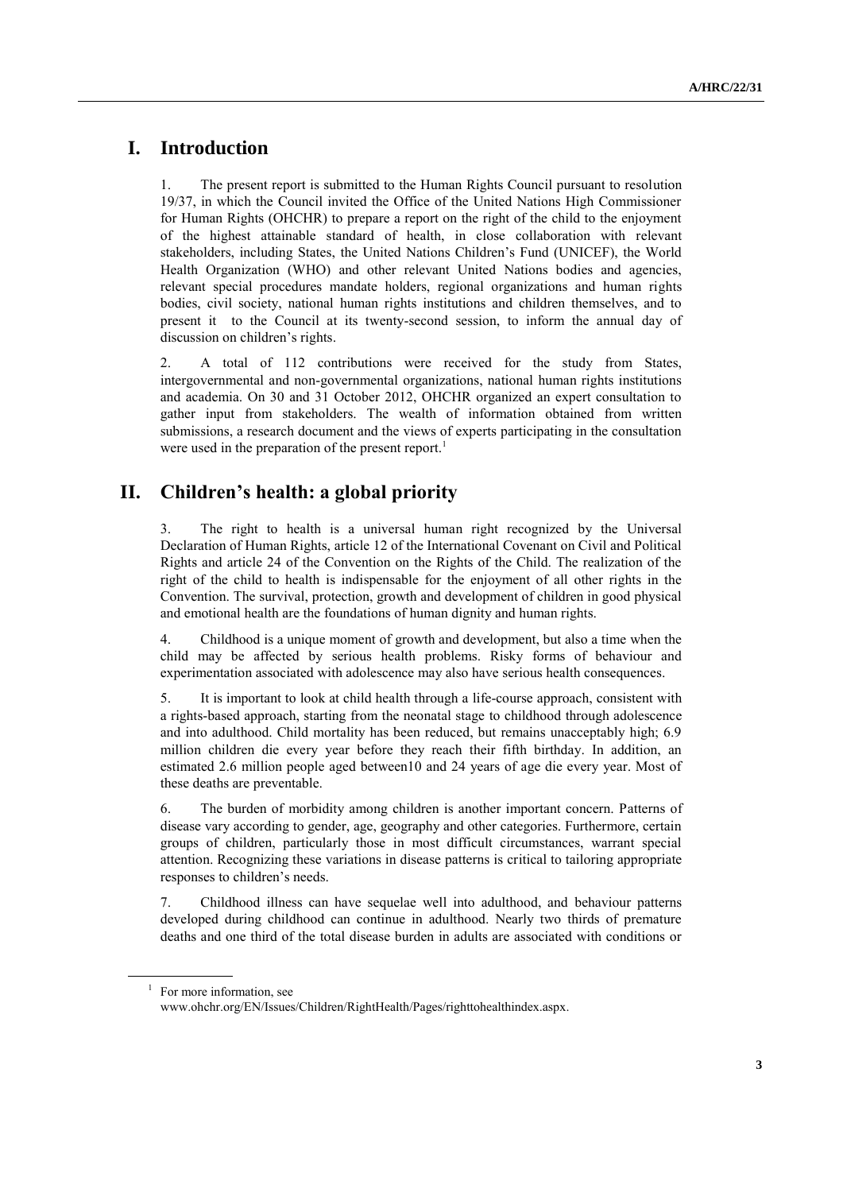# I. Introduction

1. The present report is submitted to the Human Rights Council pursuant to resolution 19/37, in which the Council invited the Office of the United Nations High Commissioner for Human Rights (OHCHR) to prepare a report on the right of the child to the enjoyment of the highest attainable standard of health, in close collaboration with relevant stakeholders, including States, the United Nations Children's Fund (UNICEF), the World Health Organization (WHO) and other relevant United Nations bodies and agencies, relevant special procedures mandate holders, regional organizations and human rights bodies, civil society, national human rights institutions and children themselves, and to present it to the Council at its twenty-second session, to inform the annual day of discussion on children's rights.

2. A total of 112 contributions were received for the study from States, intergovernmental and non-governmental organizations, national human rights institutions and academia. On 30 and 31 October 2012, OHCHR organized an expert consultation to gather input from stakeholders. The wealth of information obtained from written submissions, a research document and the views of experts participating in the consultation were used in the preparation of the present report.[1]

# II. Children's health: a global priority

3. The right to health is a universal human right recognized by the Universal Declaration of Human Rights, article 12 of the International Covenant on Civil and Political Rights and article 24 of the Convention on the Rights of the Child. The realization of the right of the child to health is indispensable for the enjoyment of all other rights in the Convention. The survival, protection, growth and development of children in good physical and emotional health are the foundations of human dignity and human rights.

4. Childhood is a unique moment of growth and development, but also a time when the child may be affected by serious health problems. Risky forms of behaviour and experimentation associated with adolescence may also have serious health consequences.

5. It is important to look at child health through a life-course approach, consistent with a rights-based approach, starting from the neonatal stage to childhood through adolescence and into adulthood. Child mortality has been reduced, but remains unacceptably high; 6.9 million children die every year before they reach their fifth birthday. In addition, an estimated 2.6 million people aged between10 and 24 years of age die every year. Most of these deaths are preventable.

6. The burden of morbidity among children is another important concern. Patterns of disease vary according to gender, age, geography and other categories. Furthermore, certain groups of children, particularly those in most difficult circumstances, warrant special attention. Recognizing these variations in disease patterns is critical to tailoring appropriate responses to children's needs.

7. Childhood illness can have sequelae well into adulthood, and behaviour patterns developed during childhood can continue in adulthood. Nearly two thirds of premature deaths and one third of the total disease burden in adults are associated with conditions or

---

[1] For more information, see www.ohchr.org/EN/Issues/Children/RightHealth/Pages/righttohealthindex.aspx.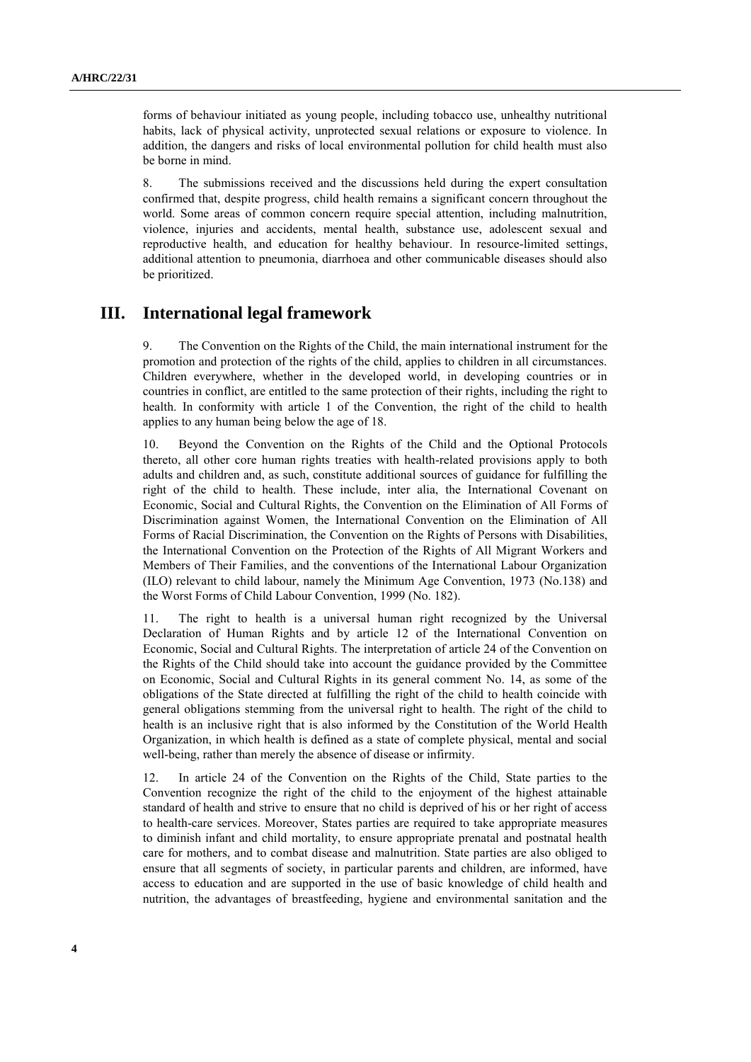forms of behaviour initiated as young people, including tobacco use, unhealthy nutritional habits, lack of physical activity, unprotected sexual relations or exposure to violence. In addition, the dangers and risks of local environmental pollution for child health must also be borne in mind.

8. The submissions received and the discussions held during the expert consultation confirmed that, despite progress, child health remains a significant concern throughout the world. Some areas of common concern require special attention, including malnutrition, violence, injuries and accidents, mental health, substance use, adolescent sexual and reproductive health, and education for healthy behaviour. In resource-limited settings, additional attention to pneumonia, diarrhoea and other communicable diseases should also be prioritized.

## III. International legal framework

9. The Convention on the Rights of the Child, the main international instrument for the promotion and protection of the rights of the child, applies to children in all circumstances. Children everywhere, whether in the developed world, in developing countries or in countries in conflict, are entitled to the same protection of their rights, including the right to health. In conformity with article 1 of the Convention, the right of the child to health applies to any human being below the age of 18.

10. Beyond the Convention on the Rights of the Child and the Optional Protocols thereto, all other core human rights treaties with health-related provisions apply to both adults and children and, as such, constitute additional sources of guidance for fulfilling the right of the child to health. These include, inter alia, the International Covenant on Economic, Social and Cultural Rights, the Convention on the Elimination of All Forms of Discrimination against Women, the International Convention on the Elimination of All Forms of Racial Discrimination, the Convention on the Rights of Persons with Disabilities, the International Convention on the Protection of the Rights of All Migrant Workers and Members of Their Families, and the conventions of the International Labour Organization (ILO) relevant to child labour, namely the Minimum Age Convention, 1973 (No.138) and the Worst Forms of Child Labour Convention, 1999 (No. 182).

11. The right to health is a universal human right recognized by the Universal Declaration of Human Rights and by article 12 of the International Convention on Economic, Social and Cultural Rights. The interpretation of article 24 of the Convention on the Rights of the Child should take into account the guidance provided by the Committee on Economic, Social and Cultural Rights in its general comment No. 14, as some of the obligations of the State directed at fulfilling the right of the child to health coincide with general obligations stemming from the universal right to health. The right of the child to health is an inclusive right that is also informed by the Constitution of the World Health Organization, in which health is defined as a state of complete physical, mental and social well-being, rather than merely the absence of disease or infirmity.

12. In article 24 of the Convention on the Rights of the Child, State parties to the Convention recognize the right of the child to the enjoyment of the highest attainable standard of health and strive to ensure that no child is deprived of his or her right of access to health-care services. Moreover, States parties are required to take appropriate measures to diminish infant and child mortality, to ensure appropriate prenatal and postnatal health care for mothers, and to combat disease and malnutrition. State parties are also obliged to ensure that all segments of society, in particular parents and children, are informed, have access to education and are supported in the use of basic knowledge of child health and nutrition, the advantages of breastfeeding, hygiene and environmental sanitation and the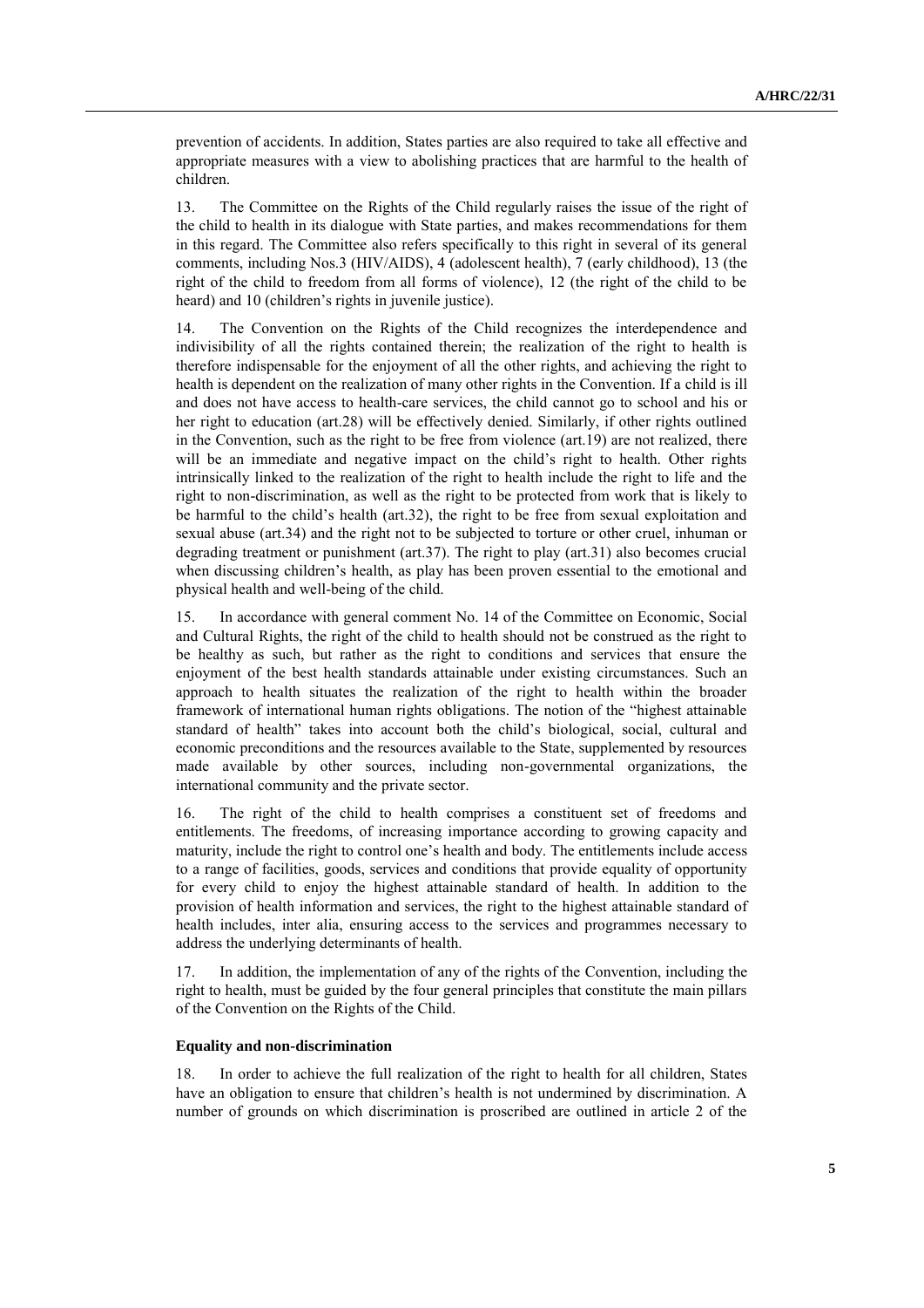prevention of accidents. In addition, States parties are also required to take all effective and appropriate measures with a view to abolishing practices that are harmful to the health of children.

13. The Committee on the Rights of the Child regularly raises the issue of the right of the child to health in its dialogue with State parties, and makes recommendations for them in this regard. The Committee also refers specifically to this right in several of its general comments, including Nos.3 (HIV/AIDS), 4 (adolescent health), 7 (early childhood), 13 (the right of the child to freedom from all forms of violence), 12 (the right of the child to be heard) and 10 (children's rights in juvenile justice).

14. The Convention on the Rights of the Child recognizes the interdependence and indivisibility of all the rights contained therein; the realization of the right to health is therefore indispensable for the enjoyment of all the other rights, and achieving the right to health is dependent on the realization of many other rights in the Convention. If a child is ill and does not have access to health-care services, the child cannot go to school and his or her right to education (art.28) will be effectively denied. Similarly, if other rights outlined in the Convention, such as the right to be free from violence (art.19) are not realized, there will be an immediate and negative impact on the child's right to health. Other rights intrinsically linked to the realization of the right to health include the right to life and the right to non-discrimination, as well as the right to be protected from work that is likely to be harmful to the child's health (art.32), the right to be free from sexual exploitation and sexual abuse (art.34) and the right not to be subjected to torture or other cruel, inhuman or degrading treatment or punishment (art.37). The right to play (art.31) also becomes crucial when discussing children's health, as play has been proven essential to the emotional and physical health and well-being of the child.

15. In accordance with general comment No. 14 of the Committee on Economic, Social and Cultural Rights, the right of the child to health should not be construed as the right to be healthy as such, but rather as the right to conditions and services that ensure the enjoyment of the best health standards attainable under existing circumstances. Such an approach to health situates the realization of the right to health within the broader framework of international human rights obligations. The notion of the "highest attainable standard of health" takes into account both the child's biological, social, cultural and economic preconditions and the resources available to the State, supplemented by resources made available by other sources, including non-governmental organizations, the international community and the private sector.

16. The right of the child to health comprises a constituent set of freedoms and entitlements. The freedoms, of increasing importance according to growing capacity and maturity, include the right to control one's health and body. The entitlements include access to a range of facilities, goods, services and conditions that provide equality of opportunity for every child to enjoy the highest attainable standard of health. In addition to the provision of health information and services, the right to the highest attainable standard of health includes, inter alia, ensuring access to the services and programmes necessary to address the underlying determinants of health.

17. In addition, the implementation of any of the rights of the Convention, including the right to health, must be guided by the four general principles that constitute the main pillars of the Convention on the Rights of the Child.

**Equality and non-discrimination**

18. In order to achieve the full realization of the right to health for all children, States have an obligation to ensure that children's health is not undermined by discrimination. A number of grounds on which discrimination is proscribed are outlined in article 2 of the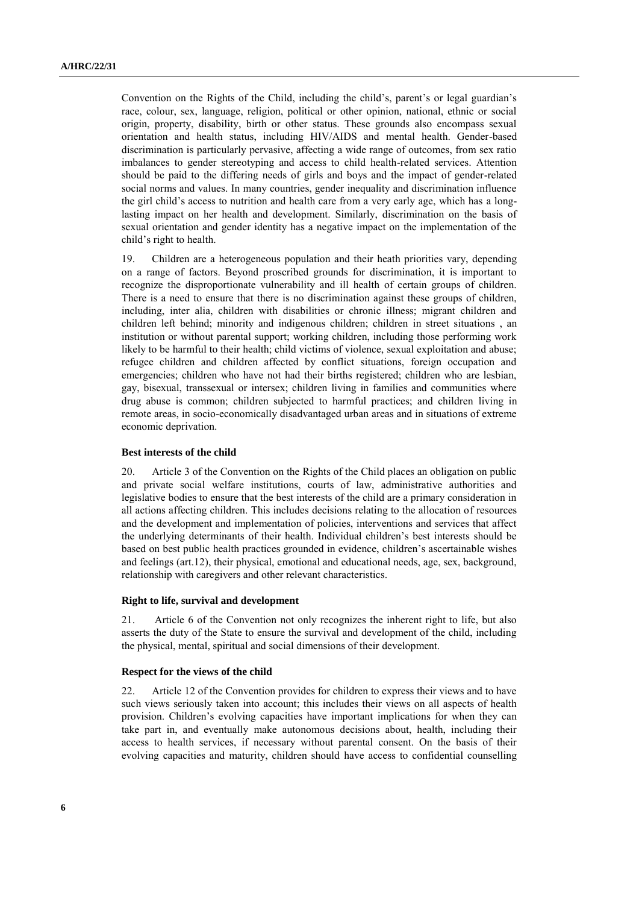Convention on the Rights of the Child, including the child's, parent's or legal guardian's race, colour, sex, language, religion, political or other opinion, national, ethnic or social origin, property, disability, birth or other status. These grounds also encompass sexual orientation and health status, including HIV/AIDS and mental health. Gender-based discrimination is particularly pervasive, affecting a wide range of outcomes, from sex ratio imbalances to gender stereotyping and access to child health-related services. Attention should be paid to the differing needs of girls and boys and the impact of gender-related social norms and values. In many countries, gender inequality and discrimination influence the girl child's access to nutrition and health care from a very early age, which has a long-lasting impact on her health and development. Similarly, discrimination on the basis of sexual orientation and gender identity has a negative impact on the implementation of the child's right to health.

19. Children are a heterogeneous population and their heath priorities vary, depending on a range of factors. Beyond proscribed grounds for discrimination, it is important to recognize the disproportionate vulnerability and ill health of certain groups of children. There is a need to ensure that there is no discrimination against these groups of children, including, inter alia, children with disabilities or chronic illness; migrant children and children left behind; minority and indigenous children; children in street situations , an institution or without parental support; working children, including those performing work likely to be harmful to their health; child victims of violence, sexual exploitation and abuse; refugee children and children affected by conflict situations, foreign occupation and emergencies; children who have not had their births registered; children who are lesbian, gay, bisexual, transsexual or intersex; children living in families and communities where drug abuse is common; children subjected to harmful practices; and children living in remote areas, in socio-economically disadvantaged urban areas and in situations of extreme economic deprivation.

**Best interests of the child**

20. Article 3 of the Convention on the Rights of the Child places an obligation on public and private social welfare institutions, courts of law, administrative authorities and legislative bodies to ensure that the best interests of the child are a primary consideration in all actions affecting children. This includes decisions relating to the allocation of resources and the development and implementation of policies, interventions and services that affect the underlying determinants of their health. Individual children's best interests should be based on best public health practices grounded in evidence, children's ascertainable wishes and feelings (art.12), their physical, emotional and educational needs, age, sex, background, relationship with caregivers and other relevant characteristics.

**Right to life, survival and development**

21. Article 6 of the Convention not only recognizes the inherent right to life, but also asserts the duty of the State to ensure the survival and development of the child, including the physical, mental, spiritual and social dimensions of their development.

**Respect for the views of the child**

22. Article 12 of the Convention provides for children to express their views and to have such views seriously taken into account; this includes their views on all aspects of health provision. Children's evolving capacities have important implications for when they can take part in, and eventually make autonomous decisions about, health, including their access to health services, if necessary without parental consent. On the basis of their evolving capacities and maturity, children should have access to confidential counselling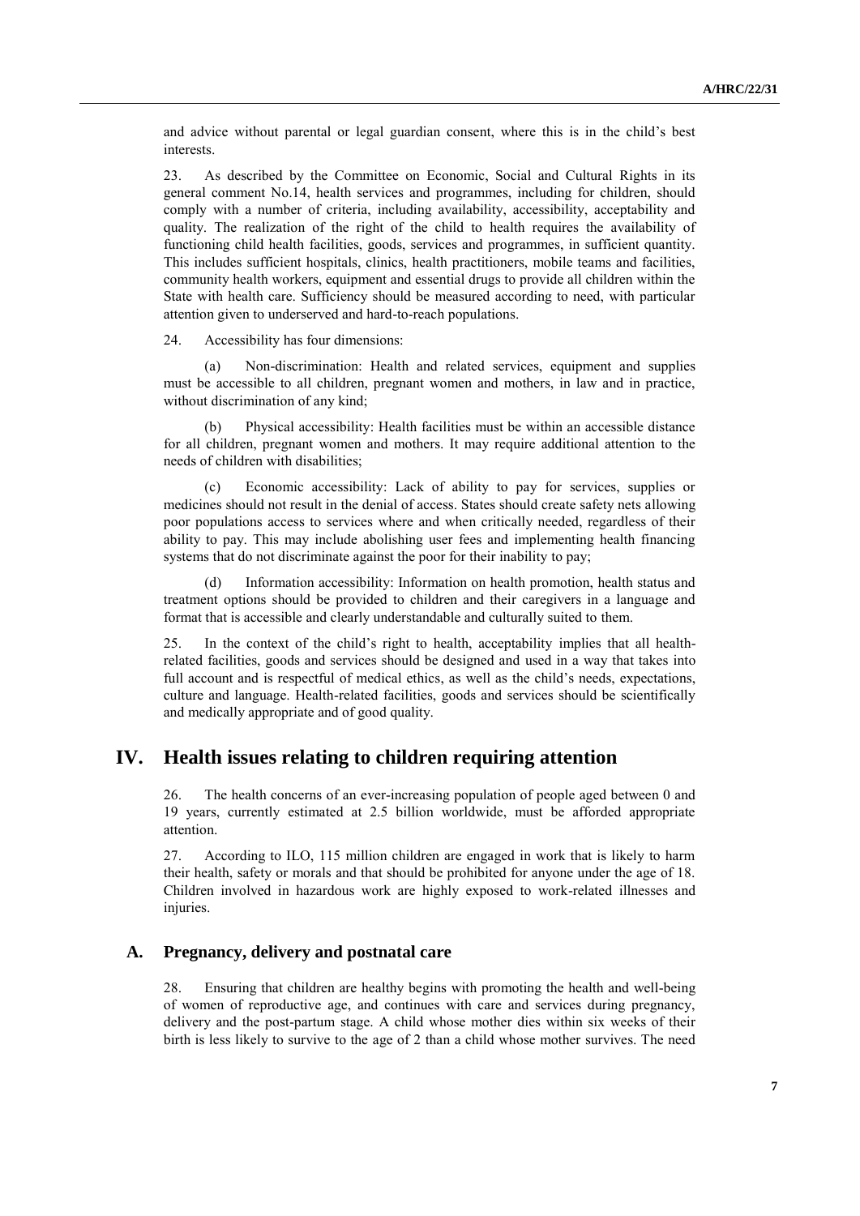and advice without parental or legal guardian consent, where this is in the child's best interests.

23. As described by the Committee on Economic, Social and Cultural Rights in its general comment No.14, health services and programmes, including for children, should comply with a number of criteria, including availability, accessibility, acceptability and quality. The realization of the right of the child to health requires the availability of functioning child health facilities, goods, services and programmes, in sufficient quantity. This includes sufficient hospitals, clinics, health practitioners, mobile teams and facilities, community health workers, equipment and essential drugs to provide all children within the State with health care. Sufficiency should be measured according to need, with particular attention given to underserved and hard-to-reach populations.

24. Accessibility has four dimensions:

(a) Non-discrimination: Health and related services, equipment and supplies must be accessible to all children, pregnant women and mothers, in law and in practice, without discrimination of any kind;

(b) Physical accessibility: Health facilities must be within an accessible distance for all children, pregnant women and mothers. It may require additional attention to the needs of children with disabilities;

(c) Economic accessibility: Lack of ability to pay for services, supplies or medicines should not result in the denial of access. States should create safety nets allowing poor populations access to services where and when critically needed, regardless of their ability to pay. This may include abolishing user fees and implementing health financing systems that do not discriminate against the poor for their inability to pay;

(d) Information accessibility: Information on health promotion, health status and treatment options should be provided to children and their caregivers in a language and format that is accessible and clearly understandable and culturally suited to them.

25. In the context of the child's right to health, acceptability implies that all health-related facilities, goods and services should be designed and used in a way that takes into full account and is respectful of medical ethics, as well as the child's needs, expectations, culture and language. Health-related facilities, goods and services should be scientifically and medically appropriate and of good quality.

# IV. Health issues relating to children requiring attention

26. The health concerns of an ever-increasing population of people aged between 0 and 19 years, currently estimated at 2.5 billion worldwide, must be afforded appropriate attention.

27. According to ILO, 115 million children are engaged in work that is likely to harm their health, safety or morals and that should be prohibited for anyone under the age of 18. Children involved in hazardous work are highly exposed to work-related illnesses and injuries.

## A. Pregnancy, delivery and postnatal care

28. Ensuring that children are healthy begins with promoting the health and well-being of women of reproductive age, and continues with care and services during pregnancy, delivery and the post-partum stage. A child whose mother dies within six weeks of their birth is less likely to survive to the age of 2 than a child whose mother survives. The need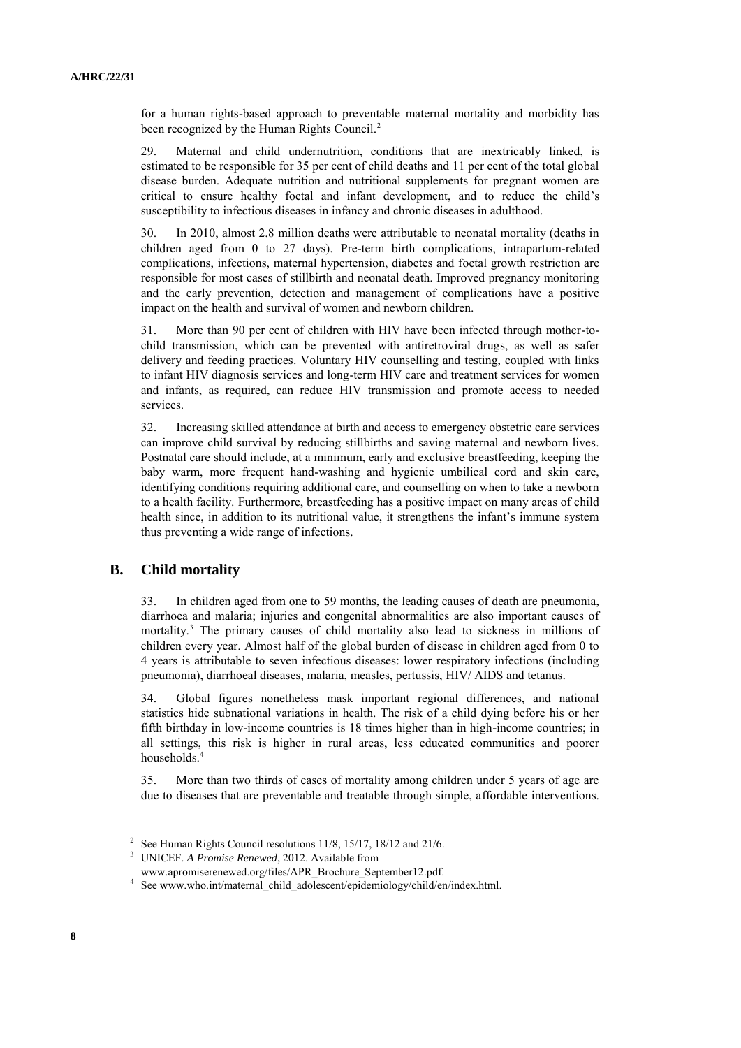for a human rights-based approach to preventable maternal mortality and morbidity has been recognized by the Human Rights Council.[2]

29. Maternal and child undernutrition, conditions that are inextricably linked, is estimated to be responsible for 35 per cent of child deaths and 11 per cent of the total global disease burden. Adequate nutrition and nutritional supplements for pregnant women are critical to ensure healthy foetal and infant development, and to reduce the child's susceptibility to infectious diseases in infancy and chronic diseases in adulthood.

30. In 2010, almost 2.8 million deaths were attributable to neonatal mortality (deaths in children aged from 0 to 27 days). Pre-term birth complications, intrapartum-related complications, infections, maternal hypertension, diabetes and foetal growth restriction are responsible for most cases of stillbirth and neonatal death. Improved pregnancy monitoring and the early prevention, detection and management of complications have a positive impact on the health and survival of women and newborn children.

31. More than 90 per cent of children with HIV have been infected through mother-to-child transmission, which can be prevented with antiretroviral drugs, as well as safer delivery and feeding practices. Voluntary HIV counselling and testing, coupled with links to infant HIV diagnosis services and long-term HIV care and treatment services for women and infants, as required, can reduce HIV transmission and promote access to needed services.

32. Increasing skilled attendance at birth and access to emergency obstetric care services can improve child survival by reducing stillbirths and saving maternal and newborn lives. Postnatal care should include, at a minimum, early and exclusive breastfeeding, keeping the baby warm, more frequent hand-washing and hygienic umbilical cord and skin care, identifying conditions requiring additional care, and counselling on when to take a newborn to a health facility. Furthermore, breastfeeding has a positive impact on many areas of child health since, in addition to its nutritional value, it strengthens the infant's immune system thus preventing a wide range of infections.

## B. Child mortality

33. In children aged from one to 59 months, the leading causes of death are pneumonia, diarrhoea and malaria; injuries and congenital abnormalities are also important causes of mortality.[3] The primary causes of child mortality also lead to sickness in millions of children every year. Almost half of the global burden of disease in children aged from 0 to 4 years is attributable to seven infectious diseases: lower respiratory infections (including pneumonia), diarrhoeal diseases, malaria, measles, pertussis, HIV/ AIDS and tetanus.

34. Global figures nonetheless mask important regional differences, and national statistics hide subnational variations in health. The risk of a child dying before his or her fifth birthday in low-income countries is 18 times higher than in high-income countries; in all settings, this risk is higher in rural areas, less educated communities and poorer households.[4]

35. More than two thirds of cases of mortality among children under 5 years of age are due to diseases that are preventable and treatable through simple, affordable interventions.

---

[2] See Human Rights Council resolutions 11/8, 15/17, 18/12 and 21/6.

[3] UNICEF. *A Promise Renewed*, 2012. Available from www.apromiserenewed.org/files/APR_Brochure_September12.pdf.

[4] See www.who.int/maternal_child_adolescent/epidemiology/child/en/index.html.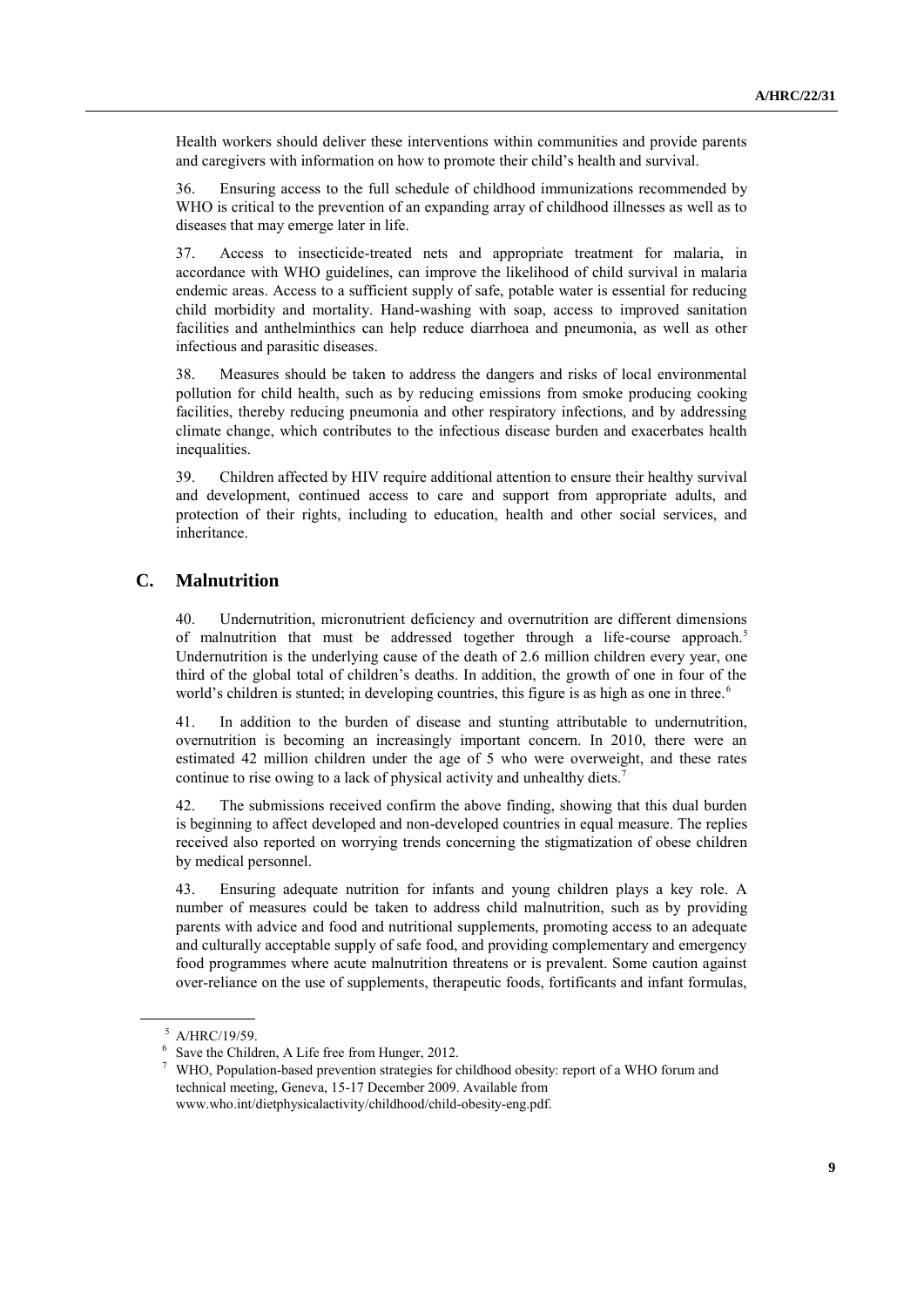Health workers should deliver these interventions within communities and provide parents and caregivers with information on how to promote their child's health and survival.

36. Ensuring access to the full schedule of childhood immunizations recommended by WHO is critical to the prevention of an expanding array of childhood illnesses as well as to diseases that may emerge later in life.

37. Access to insecticide-treated nets and appropriate treatment for malaria, in accordance with WHO guidelines, can improve the likelihood of child survival in malaria endemic areas. Access to a sufficient supply of safe, potable water is essential for reducing child morbidity and mortality. Hand-washing with soap, access to improved sanitation facilities and anthelminthics can help reduce diarrhoea and pneumonia, as well as other infectious and parasitic diseases.

38. Measures should be taken to address the dangers and risks of local environmental pollution for child health, such as by reducing emissions from smoke producing cooking facilities, thereby reducing pneumonia and other respiratory infections, and by addressing climate change, which contributes to the infectious disease burden and exacerbates health inequalities.

39. Children affected by HIV require additional attention to ensure their healthy survival and development, continued access to care and support from appropriate adults, and protection of their rights, including to education, health and other social services, and inheritance.

## C. Malnutrition

40. Undernutrition, micronutrient deficiency and overnutrition are different dimensions of malnutrition that must be addressed together through a life-course approach.[5] Undernutrition is the underlying cause of the death of 2.6 million children every year, one third of the global total of children's deaths. In addition, the growth of one in four of the world's children is stunted; in developing countries, this figure is as high as one in three.[6]

41. In addition to the burden of disease and stunting attributable to undernutrition, overnutrition is becoming an increasingly important concern. In 2010, there were an estimated 42 million children under the age of 5 who were overweight, and these rates continue to rise owing to a lack of physical activity and unhealthy diets.[7]

42. The submissions received confirm the above finding, showing that this dual burden is beginning to affect developed and non-developed countries in equal measure. The replies received also reported on worrying trends concerning the stigmatization of obese children by medical personnel.

43. Ensuring adequate nutrition for infants and young children plays a key role. A number of measures could be taken to address child malnutrition, such as by providing parents with advice and food and nutritional supplements, promoting access to an adequate and culturally acceptable supply of safe food, and providing complementary and emergency food programmes where acute malnutrition threatens or is prevalent. Some caution against over-reliance on the use of supplements, therapeutic foods, fortificants and infant formulas,

---

[5] A/HRC/19/59.

[6] Save the Children, A Life free from Hunger, 2012.

[7] WHO, Population-based prevention strategies for childhood obesity: report of a WHO forum and technical meeting, Geneva, 15-17 December 2009. Available from www.who.int/dietphysicalactivity/childhood/child-obesity-eng.pdf.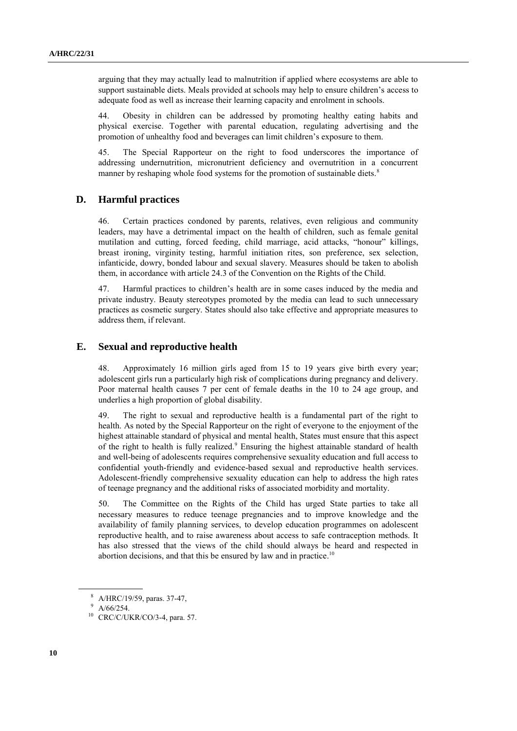arguing that they may actually lead to malnutrition if applied where ecosystems are able to support sustainable diets. Meals provided at schools may help to ensure children's access to adequate food as well as increase their learning capacity and enrolment in schools.

44. Obesity in children can be addressed by promoting healthy eating habits and physical exercise. Together with parental education, regulating advertising and the promotion of unhealthy food and beverages can limit children's exposure to them.

45. The Special Rapporteur on the right to food underscores the importance of addressing undernutrition, micronutrient deficiency and overnutrition in a concurrent manner by reshaping whole food systems for the promotion of sustainable diets.[8]

## D. Harmful practices

46. Certain practices condoned by parents, relatives, even religious and community leaders, may have a detrimental impact on the health of children, such as female genital mutilation and cutting, forced feeding, child marriage, acid attacks, "honour" killings, breast ironing, virginity testing, harmful initiation rites, son preference, sex selection, infanticide, dowry, bonded labour and sexual slavery. Measures should be taken to abolish them, in accordance with article 24.3 of the Convention on the Rights of the Child.

47. Harmful practices to children's health are in some cases induced by the media and private industry. Beauty stereotypes promoted by the media can lead to such unnecessary practices as cosmetic surgery. States should also take effective and appropriate measures to address them, if relevant.

## E. Sexual and reproductive health

48. Approximately 16 million girls aged from 15 to 19 years give birth every year; adolescent girls run a particularly high risk of complications during pregnancy and delivery. Poor maternal health causes 7 per cent of female deaths in the 10 to 24 age group, and underlies a high proportion of global disability.

49. The right to sexual and reproductive health is a fundamental part of the right to health. As noted by the Special Rapporteur on the right of everyone to the enjoyment of the highest attainable standard of physical and mental health, States must ensure that this aspect of the right to health is fully realized.[9] Ensuring the highest attainable standard of health and well-being of adolescents requires comprehensive sexuality education and full access to confidential youth-friendly and evidence-based sexual and reproductive health services. Adolescent-friendly comprehensive sexuality education can help to address the high rates of teenage pregnancy and the additional risks of associated morbidity and mortality.

50. The Committee on the Rights of the Child has urged State parties to take all necessary measures to reduce teenage pregnancies and to improve knowledge and the availability of family planning services, to develop education programmes on adolescent reproductive health, and to raise awareness about access to safe contraception methods. It has also stressed that the views of the child should always be heard and respected in abortion decisions, and that this be ensured by law and in practice.[10]

---

[8] A/HRC/19/59, paras. 37-47,

[9] A/66/254.

[10] CRC/C/UKR/CO/3-4, para. 57.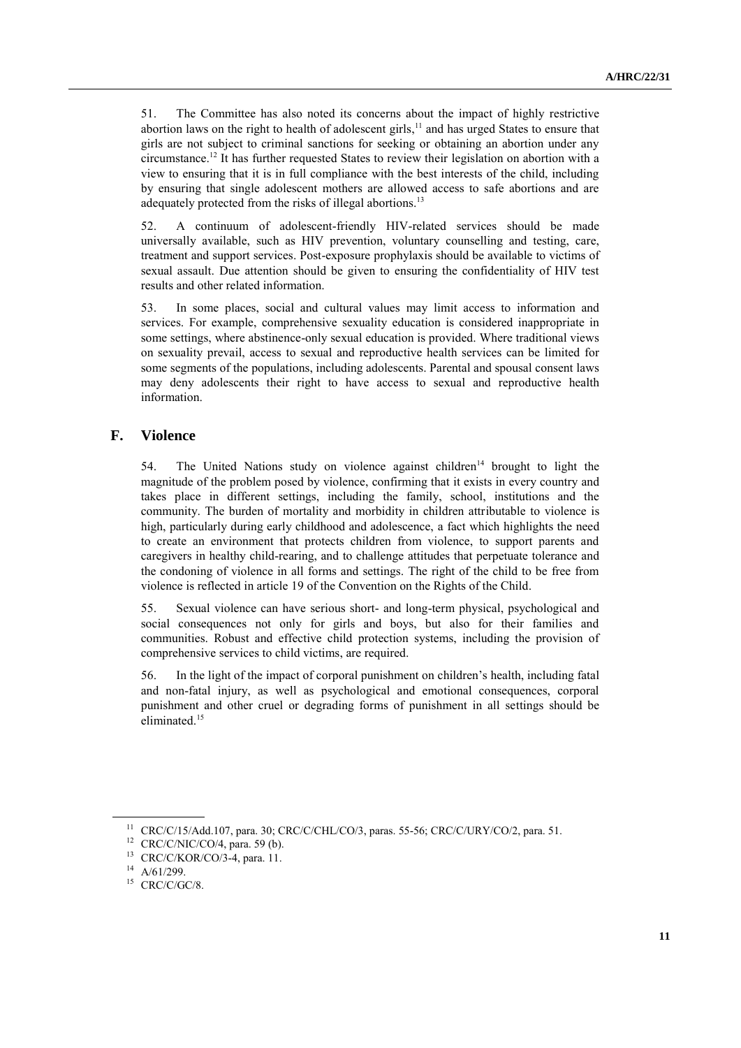51. The Committee has also noted its concerns about the impact of highly restrictive abortion laws on the right to health of adolescent girls,[11] and has urged States to ensure that girls are not subject to criminal sanctions for seeking or obtaining an abortion under any circumstance.[12] It has further requested States to review their legislation on abortion with a view to ensuring that it is in full compliance with the best interests of the child, including by ensuring that single adolescent mothers are allowed access to safe abortions and are adequately protected from the risks of illegal abortions.[13]

52. A continuum of adolescent-friendly HIV-related services should be made universally available, such as HIV prevention, voluntary counselling and testing, care, treatment and support services. Post-exposure prophylaxis should be available to victims of sexual assault. Due attention should be given to ensuring the confidentiality of HIV test results and other related information.

53. In some places, social and cultural values may limit access to information and services. For example, comprehensive sexuality education is considered inappropriate in some settings, where abstinence-only sexual education is provided. Where traditional views on sexuality prevail, access to sexual and reproductive health services can be limited for some segments of the populations, including adolescents. Parental and spousal consent laws may deny adolescents their right to have access to sexual and reproductive health information.

## F. Violence

54. The United Nations study on violence against children[14] brought to light the magnitude of the problem posed by violence, confirming that it exists in every country and takes place in different settings, including the family, school, institutions and the community. The burden of mortality and morbidity in children attributable to violence is high, particularly during early childhood and adolescence, a fact which highlights the need to create an environment that protects children from violence, to support parents and caregivers in healthy child-rearing, and to challenge attitudes that perpetuate tolerance and the condoning of violence in all forms and settings. The right of the child to be free from violence is reflected in article 19 of the Convention on the Rights of the Child.

55. Sexual violence can have serious short- and long-term physical, psychological and social consequences not only for girls and boys, but also for their families and communities. Robust and effective child protection systems, including the provision of comprehensive services to child victims, are required.

56. In the light of the impact of corporal punishment on children's health, including fatal and non-fatal injury, as well as psychological and emotional consequences, corporal punishment and other cruel or degrading forms of punishment in all settings should be eliminated.[15]

---

[11] CRC/C/15/Add.107, para. 30; CRC/C/CHL/CO/3, paras. 55-56; CRC/C/URY/CO/2, para. 51.

[12] CRC/C/NIC/CO/4, para. 59 (b).

[13] CRC/C/KOR/CO/3-4, para. 11.

[14] A/61/299.

[15] CRC/C/GC/8.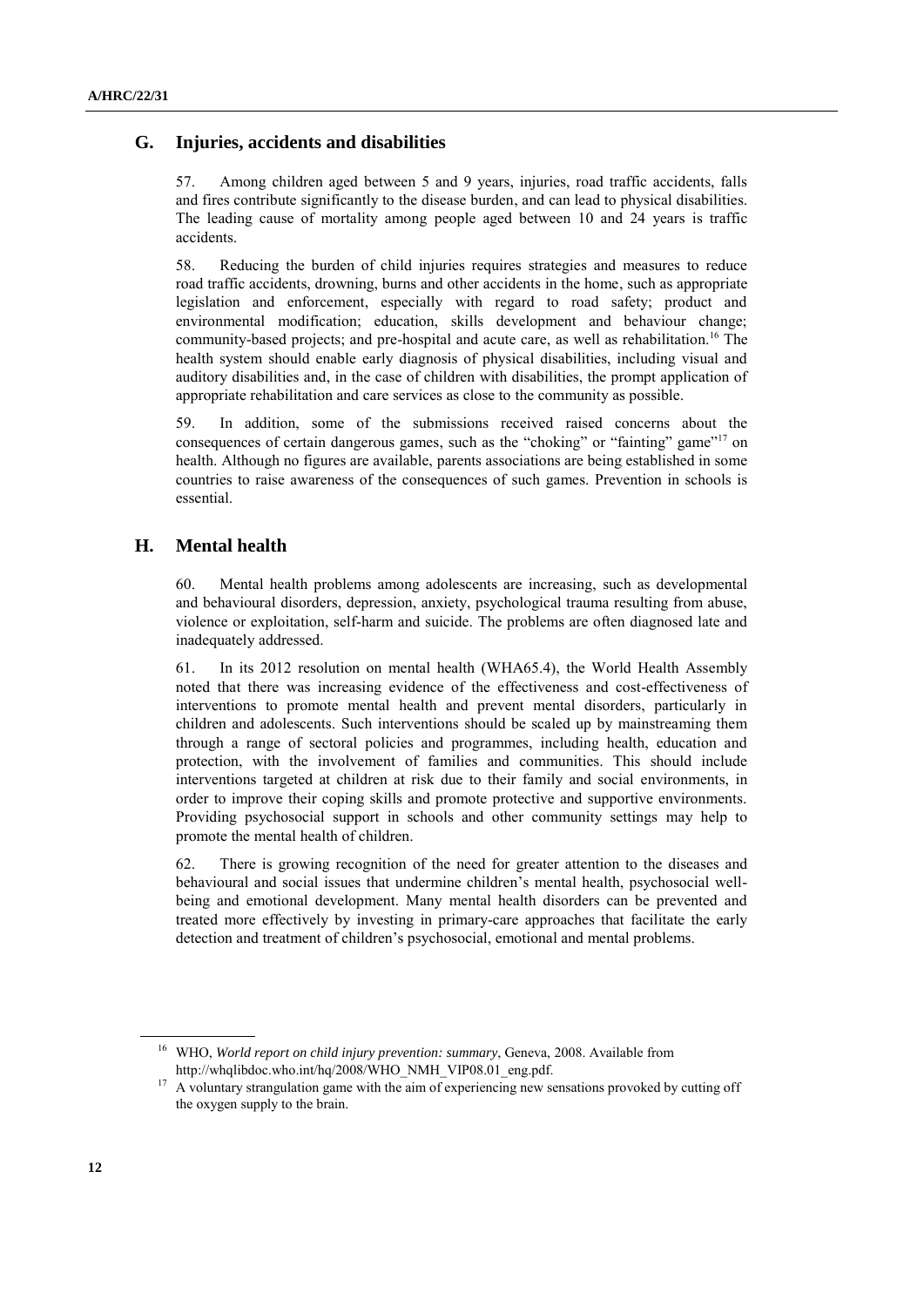## G. Injuries, accidents and disabilities

57. Among children aged between 5 and 9 years, injuries, road traffic accidents, falls and fires contribute significantly to the disease burden, and can lead to physical disabilities. The leading cause of mortality among people aged between 10 and 24 years is traffic accidents.

58. Reducing the burden of child injuries requires strategies and measures to reduce road traffic accidents, drowning, burns and other accidents in the home, such as appropriate legislation and enforcement, especially with regard to road safety; product and environmental modification; education, skills development and behaviour change; community-based projects; and pre-hospital and acute care, as well as rehabilitation.[16] The health system should enable early diagnosis of physical disabilities, including visual and auditory disabilities and, in the case of children with disabilities, the prompt application of appropriate rehabilitation and care services as close to the community as possible.

59. In addition, some of the submissions received raised concerns about the consequences of certain dangerous games, such as the "choking" or "fainting" game"[17] on health. Although no figures are available, parents associations are being established in some countries to raise awareness of the consequences of such games. Prevention in schools is essential.

## H. Mental health

60. Mental health problems among adolescents are increasing, such as developmental and behavioural disorders, depression, anxiety, psychological trauma resulting from abuse, violence or exploitation, self-harm and suicide. The problems are often diagnosed late and inadequately addressed.

61. In its 2012 resolution on mental health (WHA65.4), the World Health Assembly noted that there was increasing evidence of the effectiveness and cost-effectiveness of interventions to promote mental health and prevent mental disorders, particularly in children and adolescents. Such interventions should be scaled up by mainstreaming them through a range of sectoral policies and programmes, including health, education and protection, with the involvement of families and communities. This should include interventions targeted at children at risk due to their family and social environments, in order to improve their coping skills and promote protective and supportive environments. Providing psychosocial support in schools and other community settings may help to promote the mental health of children.

62. There is growing recognition of the need for greater attention to the diseases and behavioural and social issues that undermine children's mental health, psychosocial well-being and emotional development. Many mental health disorders can be prevented and treated more effectively by investing in primary-care approaches that facilitate the early detection and treatment of children's psychosocial, emotional and mental problems.

---

[16] WHO, *World report on child injury prevention: summary*, Geneva, 2008. Available from http://whqlibdoc.who.int/hq/2008/WHO_NMH_VIP08.01_eng.pdf.

[17] A voluntary strangulation game with the aim of experiencing new sensations provoked by cutting off the oxygen supply to the brain.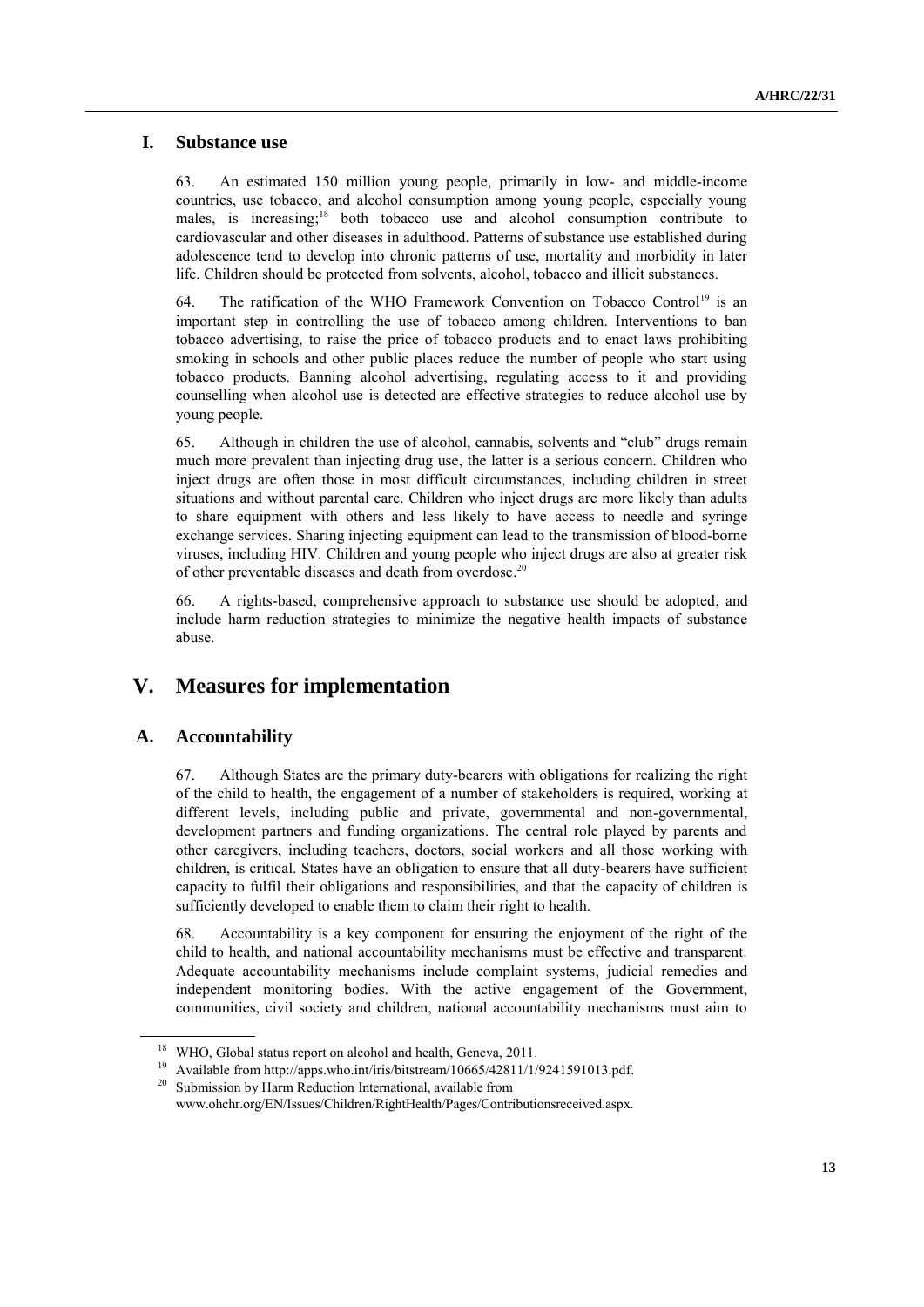### I. Substance use

63. An estimated 150 million young people, primarily in low- and middle-income countries, use tobacco, and alcohol consumption among young people, especially young males, is increasing;[18] both tobacco use and alcohol consumption contribute to cardiovascular and other diseases in adulthood. Patterns of substance use established during adolescence tend to develop into chronic patterns of use, mortality and morbidity in later life. Children should be protected from solvents, alcohol, tobacco and illicit substances.

64. The ratification of the WHO Framework Convention on Tobacco Control[19] is an important step in controlling the use of tobacco among children. Interventions to ban tobacco advertising, to raise the price of tobacco products and to enact laws prohibiting smoking in schools and other public places reduce the number of people who start using tobacco products. Banning alcohol advertising, regulating access to it and providing counselling when alcohol use is detected are effective strategies to reduce alcohol use by young people.

65. Although in children the use of alcohol, cannabis, solvents and "club" drugs remain much more prevalent than injecting drug use, the latter is a serious concern. Children who inject drugs are often those in most difficult circumstances, including children in street situations and without parental care. Children who inject drugs are more likely than adults to share equipment with others and less likely to have access to needle and syringe exchange services. Sharing injecting equipment can lead to the transmission of blood-borne viruses, including HIV. Children and young people who inject drugs are also at greater risk of other preventable diseases and death from overdose.[20]

66. A rights-based, comprehensive approach to substance use should be adopted, and include harm reduction strategies to minimize the negative health impacts of substance abuse.

## V. Measures for implementation

### A. Accountability

67. Although States are the primary duty-bearers with obligations for realizing the right of the child to health, the engagement of a number of stakeholders is required, working at different levels, including public and private, governmental and non-governmental, development partners and funding organizations. The central role played by parents and other caregivers, including teachers, doctors, social workers and all those working with children, is critical. States have an obligation to ensure that all duty-bearers have sufficient capacity to fulfil their obligations and responsibilities, and that the capacity of children is sufficiently developed to enable them to claim their right to health.

68. Accountability is a key component for ensuring the enjoyment of the right of the child to health, and national accountability mechanisms must be effective and transparent. Adequate accountability mechanisms include complaint systems, judicial remedies and independent monitoring bodies. With the active engagement of the Government, communities, civil society and children, national accountability mechanisms must aim to

---

[18] WHO, Global status report on alcohol and health, Geneva, 2011.

[19] Available from http://apps.who.int/iris/bitstream/10665/42811/1/9241591013.pdf.

[20] Submission by Harm Reduction International, available from www.ohchr.org/EN/Issues/Children/RightHealth/Pages/Contributionsreceived.aspx.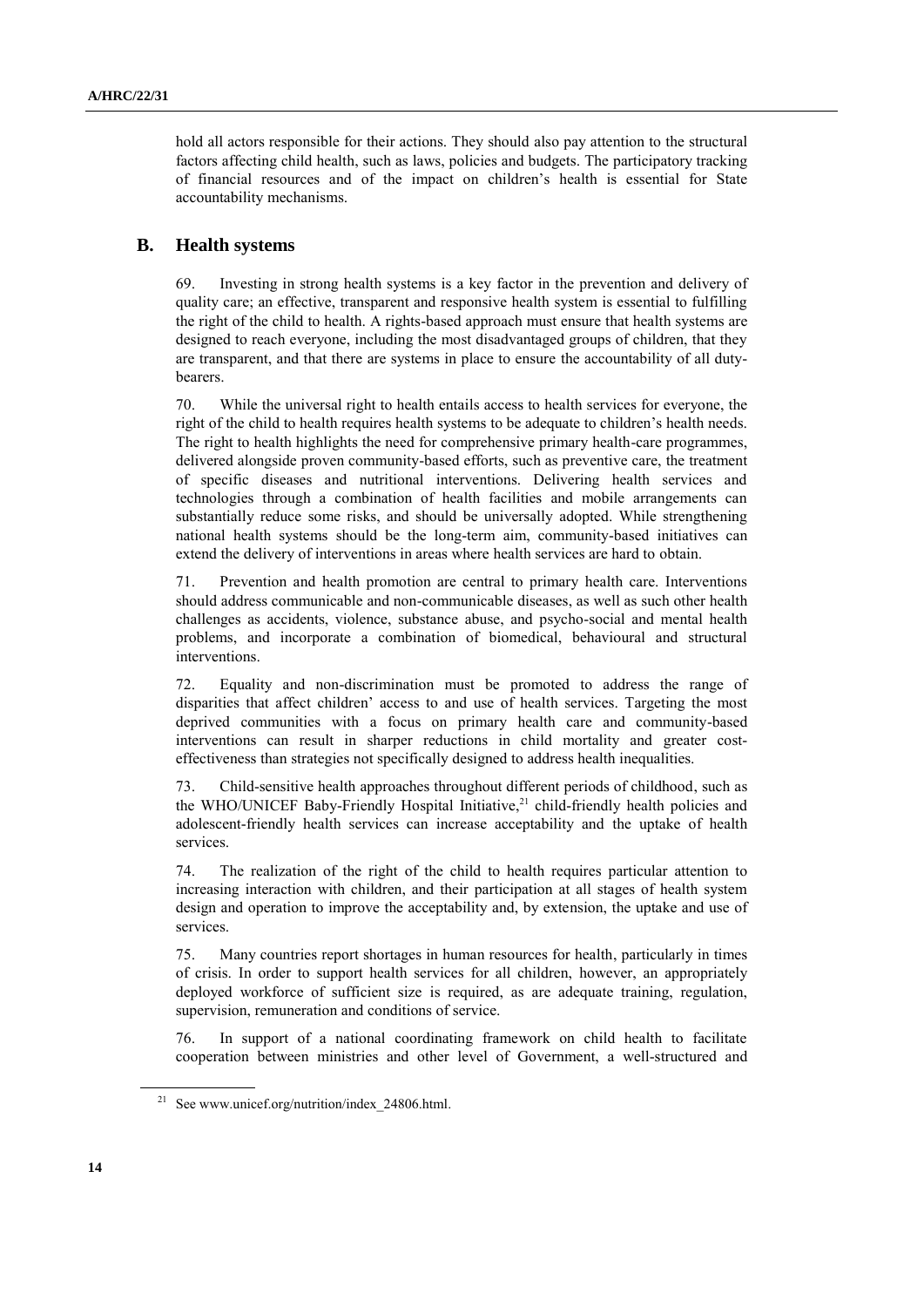hold all actors responsible for their actions. They should also pay attention to the structural factors affecting child health, such as laws, policies and budgets. The participatory tracking of financial resources and of the impact on children's health is essential for State accountability mechanisms.

## B. Health systems

69. Investing in strong health systems is a key factor in the prevention and delivery of quality care; an effective, transparent and responsive health system is essential to fulfilling the right of the child to health. A rights-based approach must ensure that health systems are designed to reach everyone, including the most disadvantaged groups of children, that they are transparent, and that there are systems in place to ensure the accountability of all duty-bearers.

70. While the universal right to health entails access to health services for everyone, the right of the child to health requires health systems to be adequate to children's health needs. The right to health highlights the need for comprehensive primary health-care programmes, delivered alongside proven community-based efforts, such as preventive care, the treatment of specific diseases and nutritional interventions. Delivering health services and technologies through a combination of health facilities and mobile arrangements can substantially reduce some risks, and should be universally adopted. While strengthening national health systems should be the long-term aim, community-based initiatives can extend the delivery of interventions in areas where health services are hard to obtain.

71. Prevention and health promotion are central to primary health care. Interventions should address communicable and non-communicable diseases, as well as such other health challenges as accidents, violence, substance abuse, and psycho-social and mental health problems, and incorporate a combination of biomedical, behavioural and structural interventions.

72. Equality and non-discrimination must be promoted to address the range of disparities that affect children' access to and use of health services. Targeting the most deprived communities with a focus on primary health care and community-based interventions can result in sharper reductions in child mortality and greater cost-effectiveness than strategies not specifically designed to address health inequalities.

73. Child-sensitive health approaches throughout different periods of childhood, such as the WHO/UNICEF Baby-Friendly Hospital Initiative,[21] child-friendly health policies and adolescent-friendly health services can increase acceptability and the uptake of health services.

74. The realization of the right of the child to health requires particular attention to increasing interaction with children, and their participation at all stages of health system design and operation to improve the acceptability and, by extension, the uptake and use of services.

75. Many countries report shortages in human resources for health, particularly in times of crisis. In order to support health services for all children, however, an appropriately deployed workforce of sufficient size is required, as are adequate training, regulation, supervision, remuneration and conditions of service.

76. In support of a national coordinating framework on child health to facilitate cooperation between ministries and other level of Government, a well-structured and

[21] See www.unicef.org/nutrition/index_24806.html.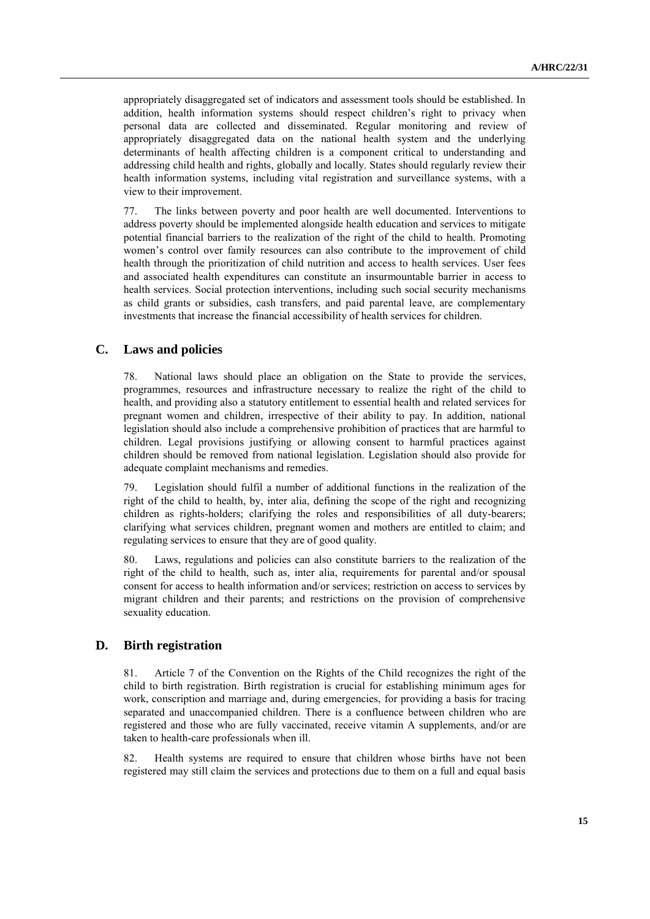appropriately disaggregated set of indicators and assessment tools should be established. In addition, health information systems should respect children's right to privacy when personal data are collected and disseminated. Regular monitoring and review of appropriately disaggregated data on the national health system and the underlying determinants of health affecting children is a component critical to understanding and addressing child health and rights, globally and locally. States should regularly review their health information systems, including vital registration and surveillance systems, with a view to their improvement.

77. The links between poverty and poor health are well documented. Interventions to address poverty should be implemented alongside health education and services to mitigate potential financial barriers to the realization of the right of the child to health. Promoting women's control over family resources can also contribute to the improvement of child health through the prioritization of child nutrition and access to health services. User fees and associated health expenditures can constitute an insurmountable barrier in access to health services. Social protection interventions, including such social security mechanisms as child grants or subsidies, cash transfers, and paid parental leave, are complementary investments that increase the financial accessibility of health services for children.

## C. Laws and policies

78. National laws should place an obligation on the State to provide the services, programmes, resources and infrastructure necessary to realize the right of the child to health, and providing also a statutory entitlement to essential health and related services for pregnant women and children, irrespective of their ability to pay. In addition, national legislation should also include a comprehensive prohibition of practices that are harmful to children. Legal provisions justifying or allowing consent to harmful practices against children should be removed from national legislation. Legislation should also provide for adequate complaint mechanisms and remedies.

79. Legislation should fulfil a number of additional functions in the realization of the right of the child to health, by, inter alia, defining the scope of the right and recognizing children as rights-holders; clarifying the roles and responsibilities of all duty-bearers; clarifying what services children, pregnant women and mothers are entitled to claim; and regulating services to ensure that they are of good quality.

80. Laws, regulations and policies can also constitute barriers to the realization of the right of the child to health, such as, inter alia, requirements for parental and/or spousal consent for access to health information and/or services; restriction on access to services by migrant children and their parents; and restrictions on the provision of comprehensive sexuality education.

## D. Birth registration

81. Article 7 of the Convention on the Rights of the Child recognizes the right of the child to birth registration. Birth registration is crucial for establishing minimum ages for work, conscription and marriage and, during emergencies, for providing a basis for tracing separated and unaccompanied children. There is a confluence between children who are registered and those who are fully vaccinated, receive vitamin A supplements, and/or are taken to health-care professionals when ill.

82. Health systems are required to ensure that children whose births have not been registered may still claim the services and protections due to them on a full and equal basis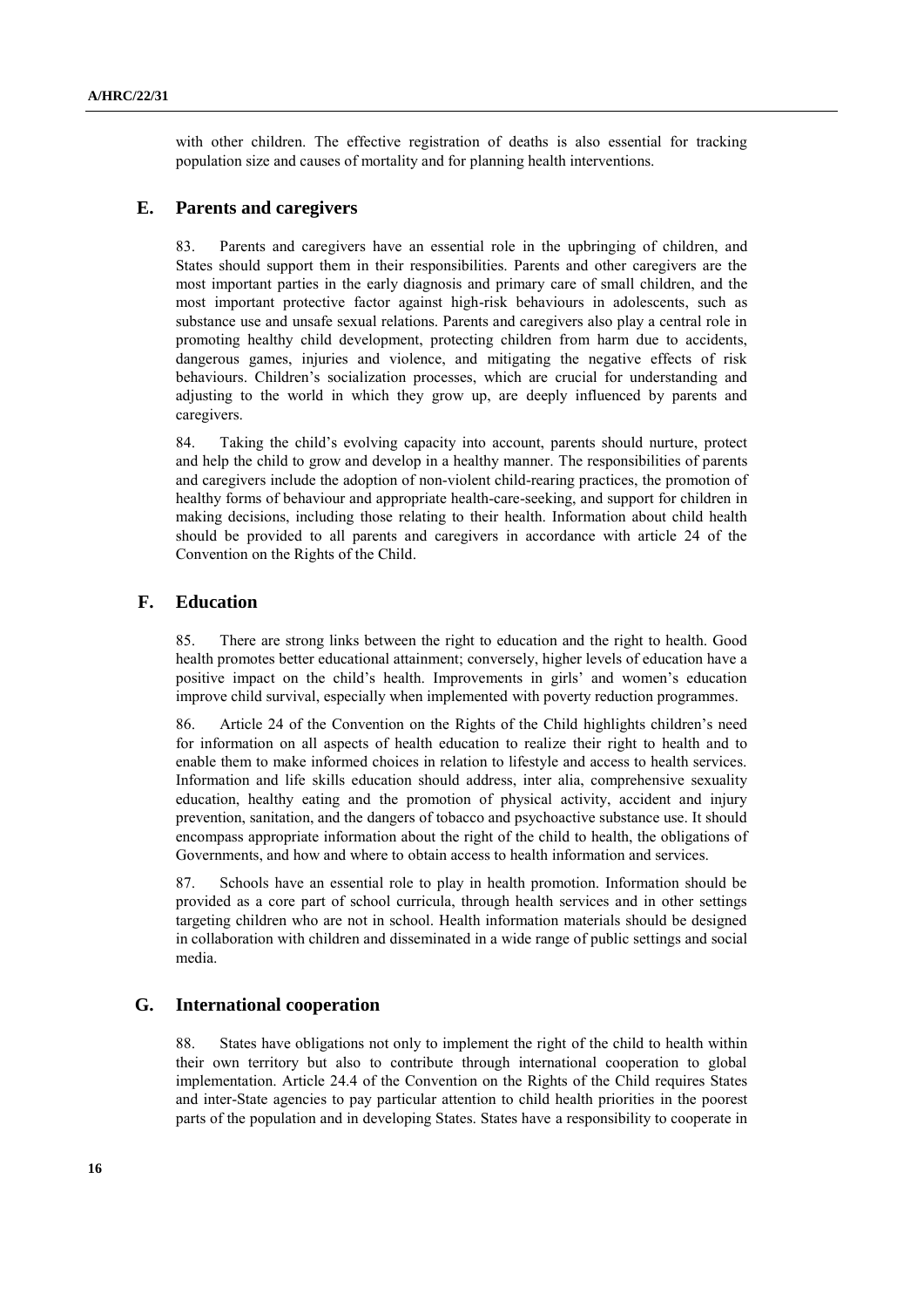with other children. The effective registration of deaths is also essential for tracking population size and causes of mortality and for planning health interventions.

## E. Parents and caregivers

83. Parents and caregivers have an essential role in the upbringing of children, and States should support them in their responsibilities. Parents and other caregivers are the most important parties in the early diagnosis and primary care of small children, and the most important protective factor against high-risk behaviours in adolescents, such as substance use and unsafe sexual relations. Parents and caregivers also play a central role in promoting healthy child development, protecting children from harm due to accidents, dangerous games, injuries and violence, and mitigating the negative effects of risk behaviours. Children's socialization processes, which are crucial for understanding and adjusting to the world in which they grow up, are deeply influenced by parents and caregivers.

84. Taking the child's evolving capacity into account, parents should nurture, protect and help the child to grow and develop in a healthy manner. The responsibilities of parents and caregivers include the adoption of non-violent child-rearing practices, the promotion of healthy forms of behaviour and appropriate health-care-seeking, and support for children in making decisions, including those relating to their health. Information about child health should be provided to all parents and caregivers in accordance with article 24 of the Convention on the Rights of the Child.

## F. Education

85. There are strong links between the right to education and the right to health. Good health promotes better educational attainment; conversely, higher levels of education have a positive impact on the child's health. Improvements in girls' and women's education improve child survival, especially when implemented with poverty reduction programmes.

86. Article 24 of the Convention on the Rights of the Child highlights children's need for information on all aspects of health education to realize their right to health and to enable them to make informed choices in relation to lifestyle and access to health services. Information and life skills education should address, inter alia, comprehensive sexuality education, healthy eating and the promotion of physical activity, accident and injury prevention, sanitation, and the dangers of tobacco and psychoactive substance use. It should encompass appropriate information about the right of the child to health, the obligations of Governments, and how and where to obtain access to health information and services.

87. Schools have an essential role to play in health promotion. Information should be provided as a core part of school curricula, through health services and in other settings targeting children who are not in school. Health information materials should be designed in collaboration with children and disseminated in a wide range of public settings and social media.

## G. International cooperation

88. States have obligations not only to implement the right of the child to health within their own territory but also to contribute through international cooperation to global implementation. Article 24.4 of the Convention on the Rights of the Child requires States and inter-State agencies to pay particular attention to child health priorities in the poorest parts of the population and in developing States. States have a responsibility to cooperate in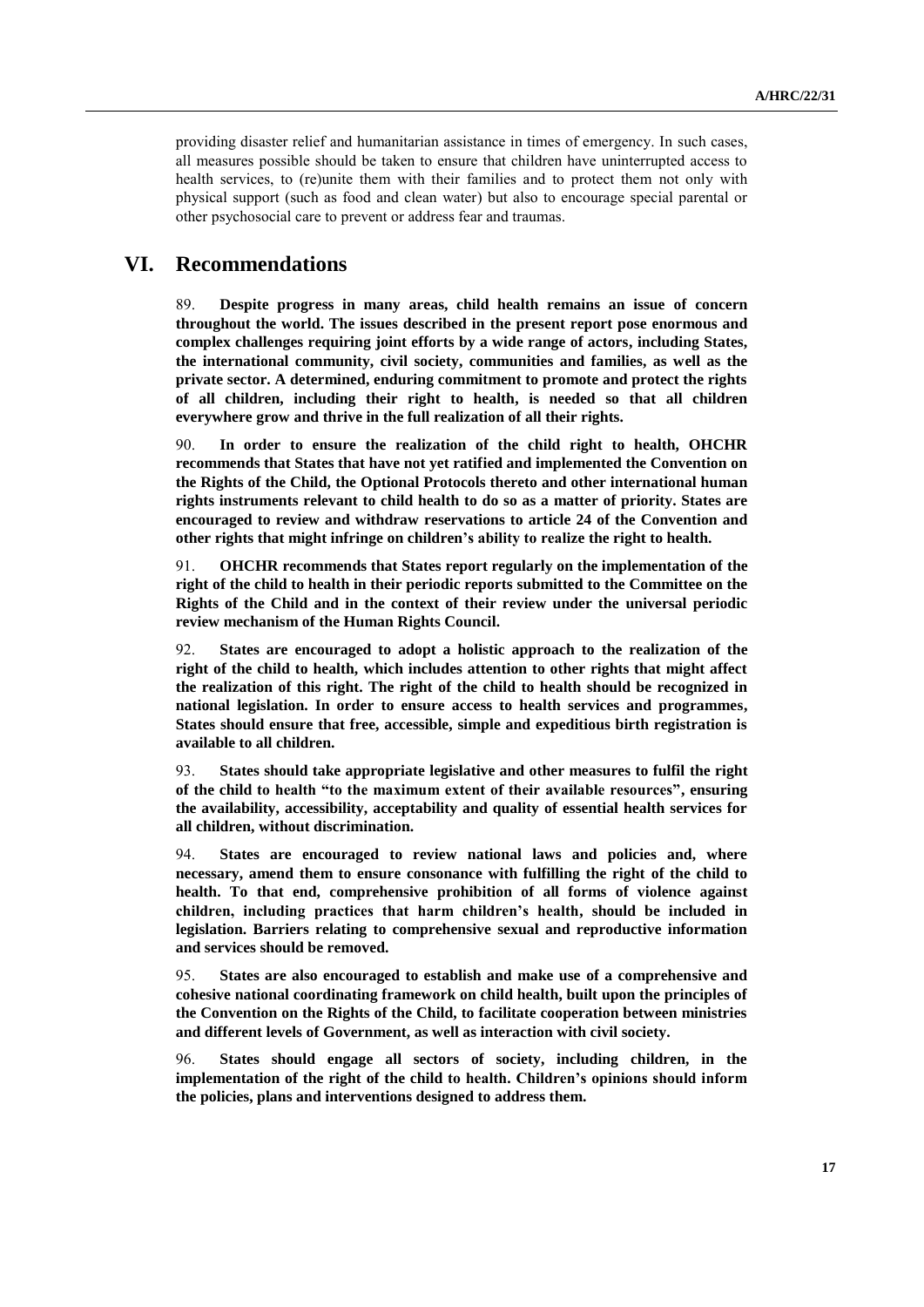providing disaster relief and humanitarian assistance in times of emergency. In such cases, all measures possible should be taken to ensure that children have uninterrupted access to health services, to (re)unite them with their families and to protect them not only with physical support (such as food and clean water) but also to encourage special parental or other psychosocial care to prevent or address fear and traumas.

# VI. Recommendations

89. **Despite progress in many areas, child health remains an issue of concern throughout the world. The issues described in the present report pose enormous and complex challenges requiring joint efforts by a wide range of actors, including States, the international community, civil society, communities and families, as well as the private sector. A determined, enduring commitment to promote and protect the rights of all children, including their right to health, is needed so that all children everywhere grow and thrive in the full realization of all their rights.**

90. **In order to ensure the realization of the child right to health, OHCHR recommends that States that have not yet ratified and implemented the Convention on the Rights of the Child, the Optional Protocols thereto and other international human rights instruments relevant to child health to do so as a matter of priority. States are encouraged to review and withdraw reservations to article 24 of the Convention and other rights that might infringe on children's ability to realize the right to health.**

91. **OHCHR recommends that States report regularly on the implementation of the right of the child to health in their periodic reports submitted to the Committee on the Rights of the Child and in the context of their review under the universal periodic review mechanism of the Human Rights Council.**

92. **States are encouraged to adopt a holistic approach to the realization of the right of the child to health, which includes attention to other rights that might affect the realization of this right. The right of the child to health should be recognized in national legislation. In order to ensure access to health services and programmes, States should ensure that free, accessible, simple and expeditious birth registration is available to all children.**

93. **States should take appropriate legislative and other measures to fulfil the right of the child to health "to the maximum extent of their available resources", ensuring the availability, accessibility, acceptability and quality of essential health services for all children, without discrimination.**

94. **States are encouraged to review national laws and policies and, where necessary, amend them to ensure consonance with fulfilling the right of the child to health. To that end, comprehensive prohibition of all forms of violence against children, including practices that harm children's health, should be included in legislation. Barriers relating to comprehensive sexual and reproductive information and services should be removed.**

95. **States are also encouraged to establish and make use of a comprehensive and cohesive national coordinating framework on child health, built upon the principles of the Convention on the Rights of the Child, to facilitate cooperation between ministries and different levels of Government, as well as interaction with civil society.**

96. **States should engage all sectors of society, including children, in the implementation of the right of the child to health. Children's opinions should inform the policies, plans and interventions designed to address them.**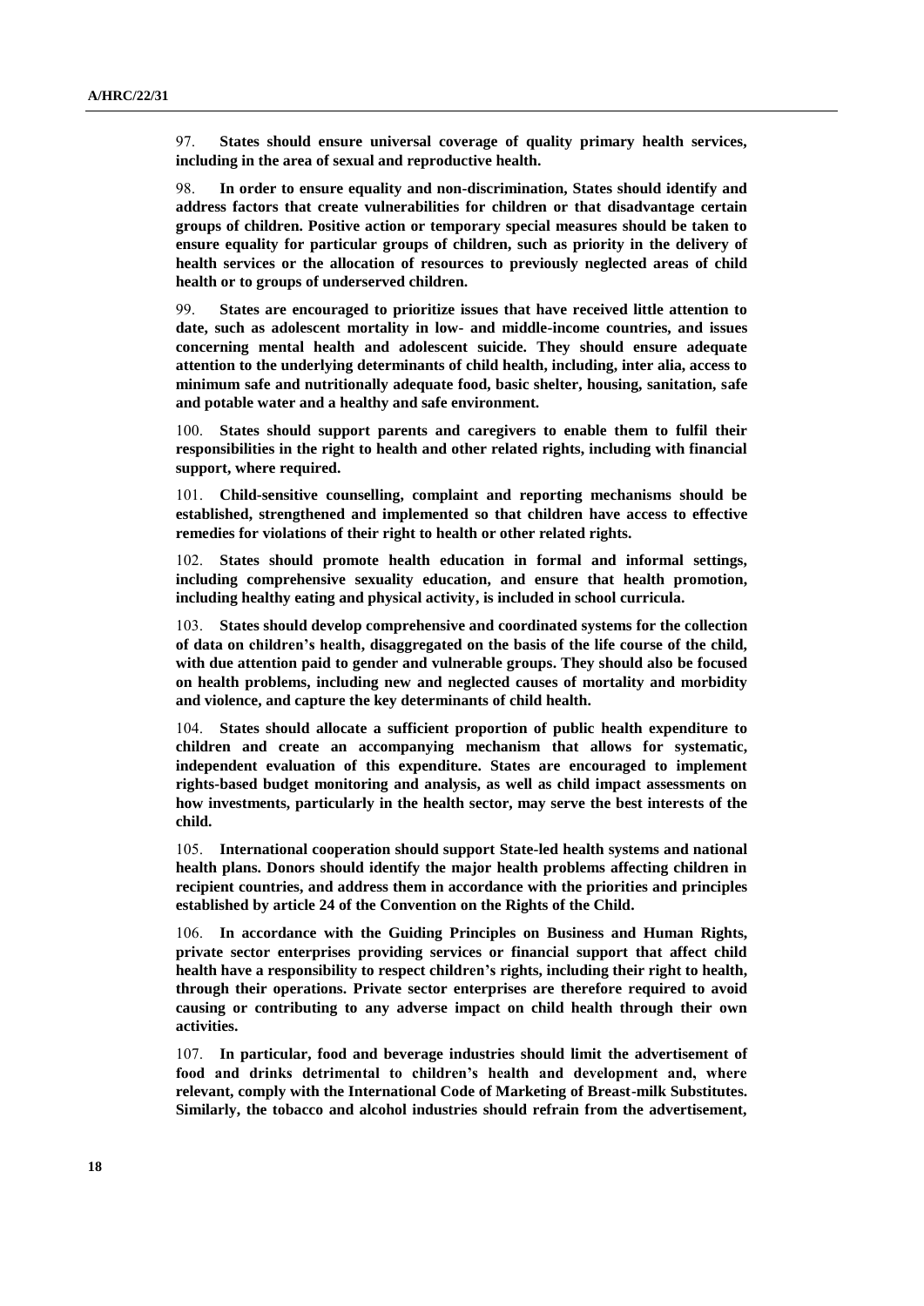97. **States should ensure universal coverage of quality primary health services, including in the area of sexual and reproductive health.**

98. **In order to ensure equality and non-discrimination, States should identify and address factors that create vulnerabilities for children or that disadvantage certain groups of children. Positive action or temporary special measures should be taken to ensure equality for particular groups of children, such as priority in the delivery of health services or the allocation of resources to previously neglected areas of child health or to groups of underserved children.**

99. **States are encouraged to prioritize issues that have received little attention to date, such as adolescent mortality in low- and middle-income countries, and issues concerning mental health and adolescent suicide. They should ensure adequate attention to the underlying determinants of child health, including, inter alia, access to minimum safe and nutritionally adequate food, basic shelter, housing, sanitation, safe and potable water and a healthy and safe environment.**

100. **States should support parents and caregivers to enable them to fulfil their responsibilities in the right to health and other related rights, including with financial support, where required.**

101. **Child-sensitive counselling, complaint and reporting mechanisms should be established, strengthened and implemented so that children have access to effective remedies for violations of their right to health or other related rights.**

102. **States should promote health education in formal and informal settings, including comprehensive sexuality education, and ensure that health promotion, including healthy eating and physical activity, is included in school curricula.**

103. **States should develop comprehensive and coordinated systems for the collection of data on children's health, disaggregated on the basis of the life course of the child, with due attention paid to gender and vulnerable groups. They should also be focused on health problems, including new and neglected causes of mortality and morbidity and violence, and capture the key determinants of child health.**

104. **States should allocate a sufficient proportion of public health expenditure to children and create an accompanying mechanism that allows for systematic, independent evaluation of this expenditure. States are encouraged to implement rights-based budget monitoring and analysis, as well as child impact assessments on how investments, particularly in the health sector, may serve the best interests of the child.**

105. **International cooperation should support State-led health systems and national health plans. Donors should identify the major health problems affecting children in recipient countries, and address them in accordance with the priorities and principles established by article 24 of the Convention on the Rights of the Child.**

106. **In accordance with the Guiding Principles on Business and Human Rights, private sector enterprises providing services or financial support that affect child health have a responsibility to respect children's rights, including their right to health, through their operations. Private sector enterprises are therefore required to avoid causing or contributing to any adverse impact on child health through their own activities.**

107. **In particular, food and beverage industries should limit the advertisement of food and drinks detrimental to children's health and development and, where relevant, comply with the International Code of Marketing of Breast-milk Substitutes. Similarly, the tobacco and alcohol industries should refrain from the advertisement,**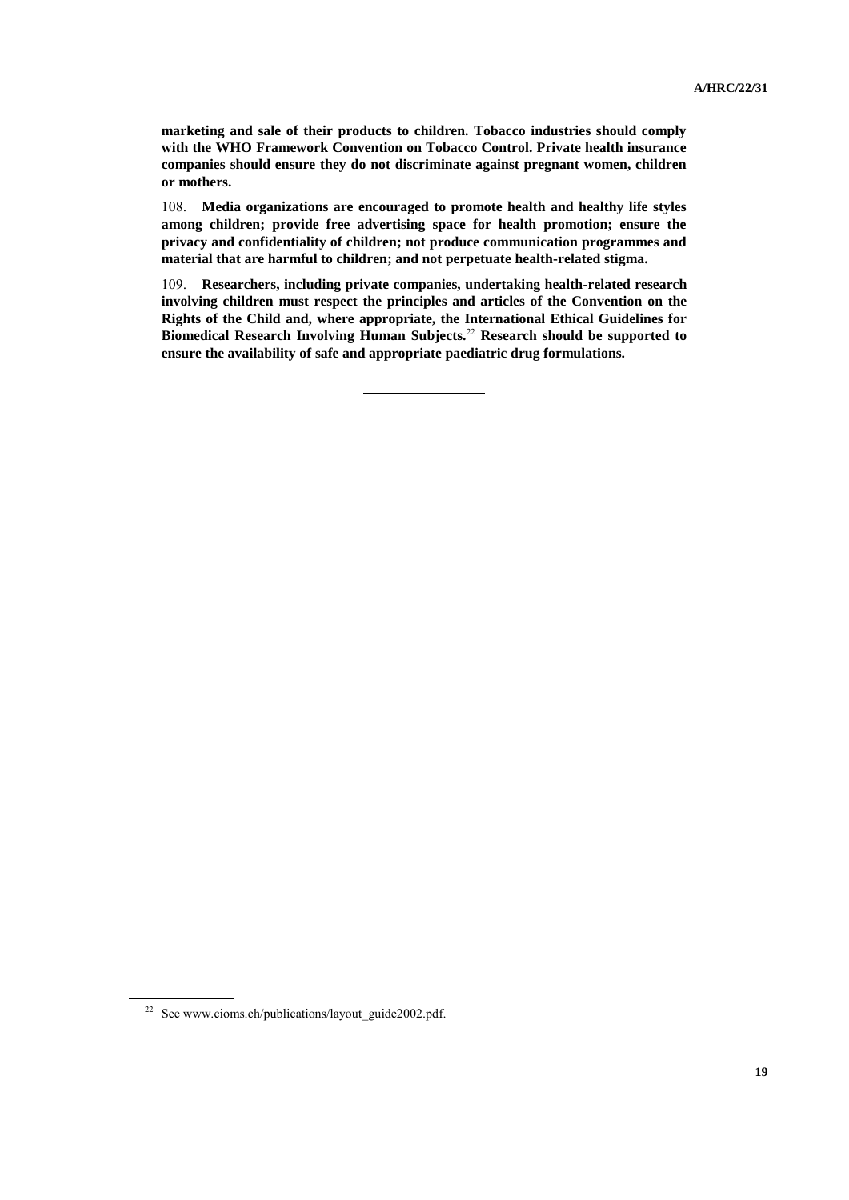**marketing and sale of their products to children. Tobacco industries should comply with the WHO Framework Convention on Tobacco Control. Private health insurance companies should ensure they do not discriminate against pregnant women, children or mothers.**

108. **Media organizations are encouraged to promote health and healthy life styles among children; provide free advertising space for health promotion; ensure the privacy and confidentiality of children; not produce communication programmes and material that are harmful to children; and not perpetuate health-related stigma.**

109. **Researchers, including private companies, undertaking health-related research involving children must respect the principles and articles of the Convention on the Rights of the Child and, where appropriate, the International Ethical Guidelines for Biomedical Research Involving Human Subjects.**[22] **Research should be supported to ensure the availability of safe and appropriate paediatric drug formulations.**

---

[22] See www.cioms.ch/publications/layout_guide2002.pdf.